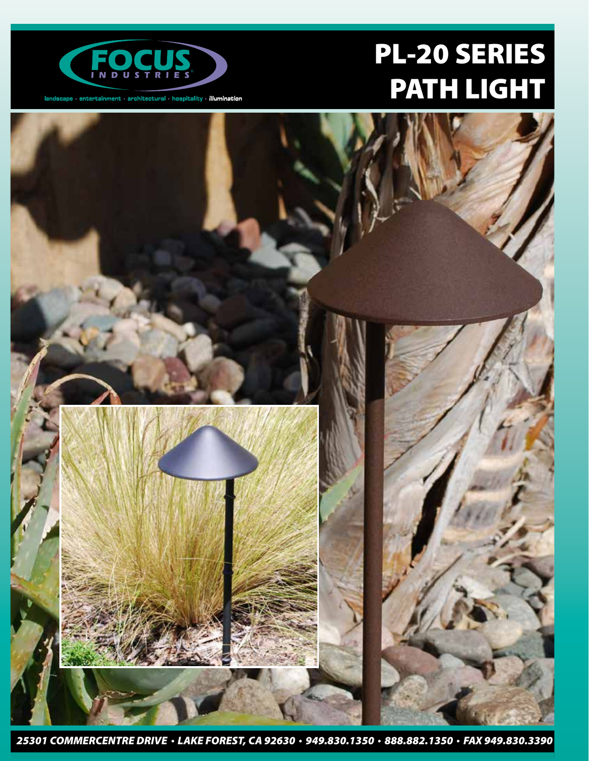FOCUS INDUSTRIES

landscape · entertainment · architectural · hospitality · *illumination*

# PL-20 SERIES PATH LIGHT

***25301 COMMERCENTRE DRIVE • LAKE FOREST, CA 92630 • 949.830.1350 • 888.882.1350 • FAX 949.830.3390***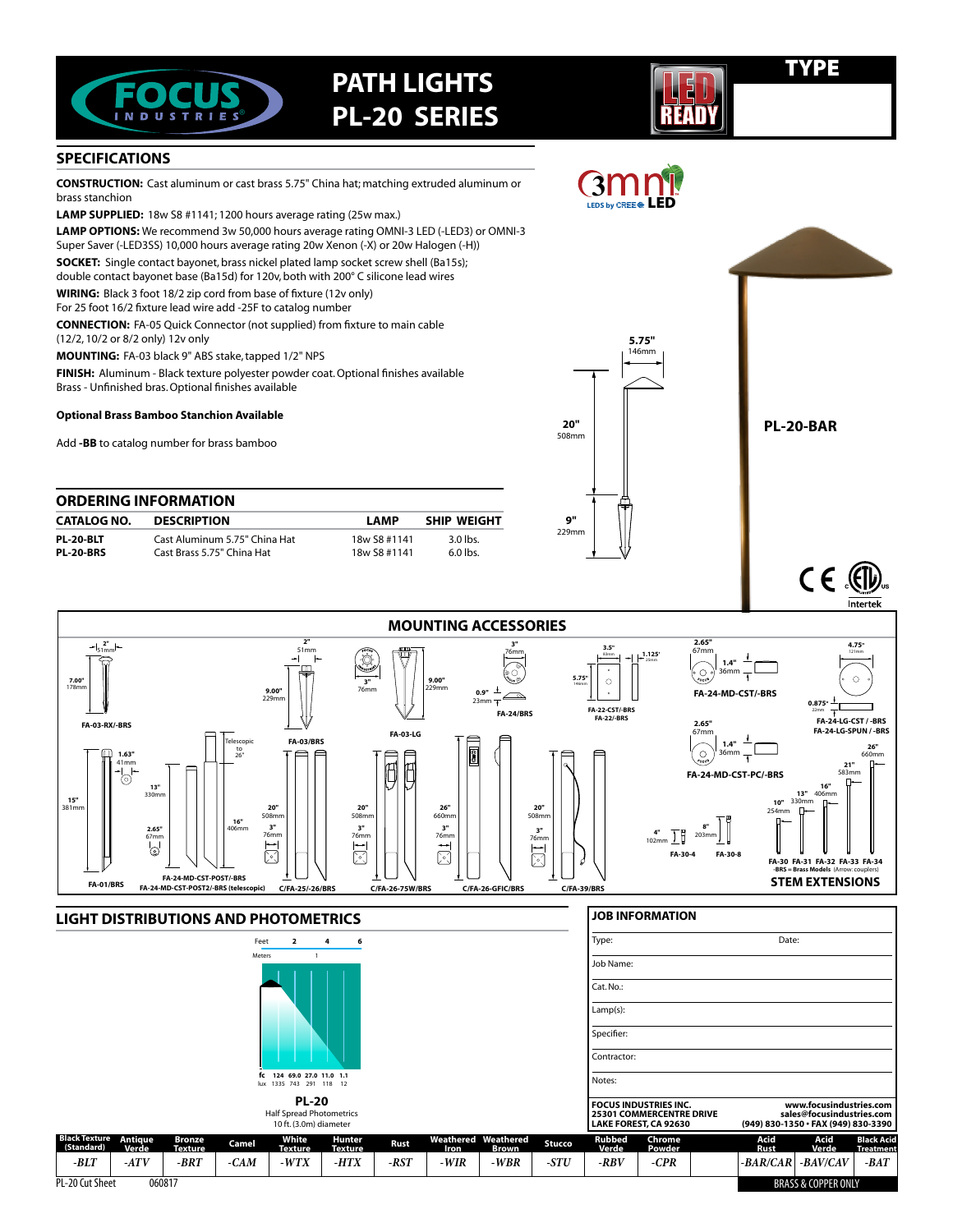# PATH LIGHTS PL-20 SERIES

TYPE

## SPECIFICATIONS

**CONSTRUCTION:** Cast aluminum or cast brass 5.75" China hat; matching extruded aluminum or brass stanchion

**LAMP SUPPLIED:** 18w S8 #1141; 1200 hours average rating (25w max.)

**LAMP OPTIONS:** We recommend 3w 50,000 hours average rating OMNI-3 LED (-LED3) or OMNI-3 Super Saver (-LED3SS) 10,000 hours average rating 20w Xenon (-X) or 20w Halogen (-H))

**SOCKET:** Single contact bayonet, brass nickel plated lamp socket screw shell (Ba15s); double contact bayonet base (Ba15d) for 120v, both with 200° C silicone lead wires

**WIRING:** Black 3 foot 18/2 zip cord from base of fixture (12v only)
For 25 foot 16/2 fixture lead wire add -25F to catalog number

**CONNECTION:** FA-05 Quick Connector (not supplied) from fixture to main cable (12/2, 10/2 or 8/2 only) 12v only

**MOUNTING:** FA-03 black 9" ABS stake, tapped 1/2" NPS

**FINISH:** Aluminum - Black texture polyester powder coat. Optional finishes available
Brass - Unfinished bras. Optional finishes available

**Optional Brass Bamboo Stanchion Available**

Add **-BB** to catalog number for brass bamboo

## ORDERING INFORMATION

| CATALOG NO. | DESCRIPTION | LAMP | SHIP WEIGHT |
|---|---|---|---|
| **PL-20-BLT** | Cast Aluminum 5.75" China Hat | 18w S8 #1141 | 3.0 lbs. |
| **PL-20-BRS** | Cast Brass 5.75" China Hat | 18w S8 #1141 | 6.0 lbs. |

5.75" 146mm
20" 508mm
9" 229mm

**PL-20-BAR**

## MOUNTING ACCESSORIES

FA-03-RX/-BRS; FA-03/BRS; FA-03-LG; FA-24/BRS; FA-22-CST/-BRS; FA-22/-BRS; FA-24-MD-CST/-BRS; FA-24-MD-CST-PC/-BRS; FA-24-LG-CST / -BRS; FA-24-LG-SPUN / -BRS; FA-01/BRS; FA-24-MD-CST-POST/-BRS; FA-24-MD-CST-POST2/-BRS (telescopic); C/FA-25/-26/BRS; C/FA-26-75W/BRS; C/FA-26-GFIC/BRS; C/FA-39/BRS; FA-30-4; FA-30-8

**STEM EXTENSIONS**

FA-30 FA-31 FA-32 FA-33 FA-34
-BRS = Brass Models (Arrow: couplers)

## LIGHT DISTRIBUTIONS AND PHOTOMETRICS

Feet 2 4 6
Meters 1
fc 124 69.0 27.0 11.0 1.1
lux 1335 743 291 118 12

**PL-20**
Half Spread Photometrics
10 ft. (3.0m) diameter

## JOB INFORMATION

Type:
Date:
Job Name:
Cat. No.:
Lamp(s):
Specifier:
Contractor:
Notes:

FOCUS INDUSTRIES INC.
25301 COMMERCENTRE DRIVE
LAKE FOREST, CA 92630

www.focusindustries.com
sales@focusindustries.com
(949) 830-1350 • FAX (949) 830-3390

| Black Texture (Standard) | Antique Verde | Bronze Texture | Camel | White Texture | Hunter Texture | Rust | Weathered Iron | Weathered Brown | Stucco | Rubbed Verde | Chrome Powder | | Acid Rust | Acid Verde | Black Acid Treatment |
|---|---|---|---|---|---|---|---|---|---|---|---|---|---|---|---|
| -BLT | -ATV | -BRT | -CAM | -WTX | -HTX | -RST | -WIR | -WBR | -STU | -RBV | -CPR | | -BAR/CAR | -BAV/CAV | -BAT |

BRASS & COPPER ONLY

PL-20 Cut Sheet 060817